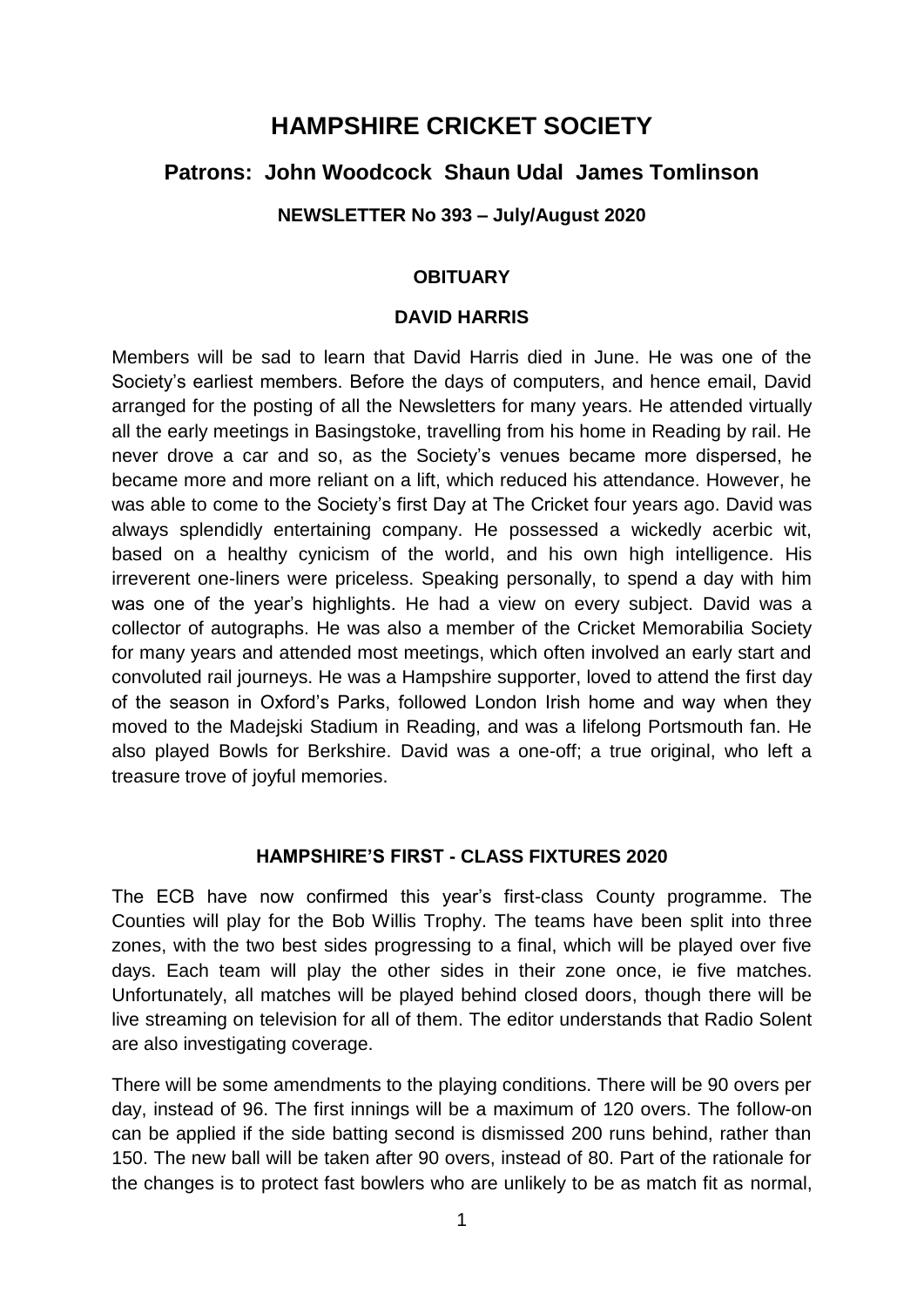# HAMPSHIRE CRICKET SOCIETY

## Patrons: John Woodcock Shaun Udal James Tomlinson

### NEWSLETTER No 393 – July/August 2020

### OBITUARY

### DAVID HARRIS

Members will be sad to learn that David Harris died in June. He was one of the Society's earliest members. Before the days of computers, and hence email, David arranged for the posting of all the Newsletters for many years. He attended virtually all the early meetings in Basingstoke, travelling from his home in Reading by rail. He never drove a car and so, as the Society's venues became more dispersed, he became more and more reliant on a lift, which reduced his attendance. However, he was able to come to the Society's first Day at The Cricket four years ago. David was always splendidly entertaining company. He possessed a wickedly acerbic wit, based on a healthy cynicism of the world, and his own high intelligence. His irreverent one-liners were priceless. Speaking personally, to spend a day with him was one of the year's highlights. He had a view on every subject. David was a collector of autographs. He was also a member of the Cricket Memorabilia Society for many years and attended most meetings, which often involved an early start and convoluted rail journeys. He was a Hampshire supporter, loved to attend the first day of the season in Oxford's Parks, followed London Irish home and way when they moved to the Madejski Stadium in Reading, and was a lifelong Portsmouth fan. He also played Bowls for Berkshire. David was a one-off; a true original, who left a treasure trove of joyful memories.

### HAMPSHIRE'S FIRST - CLASS FIXTURES 2020

The ECB have now confirmed this year's first-class County programme. The Counties will play for the Bob Willis Trophy. The teams have been split into three zones, with the two best sides progressing to a final, which will be played over five days. Each team will play the other sides in their zone once, ie five matches. Unfortunately, all matches will be played behind closed doors, though there will be live streaming on television for all of them. The editor understands that Radio Solent are also investigating coverage.

There will be some amendments to the playing conditions. There will be 90 overs per day, instead of 96. The first innings will be a maximum of 120 overs. The follow-on can be applied if the side batting second is dismissed 200 runs behind, rather than 150. The new ball will be taken after 90 overs, instead of 80. Part of the rationale for the changes is to protect fast bowlers who are unlikely to be as match fit as normal,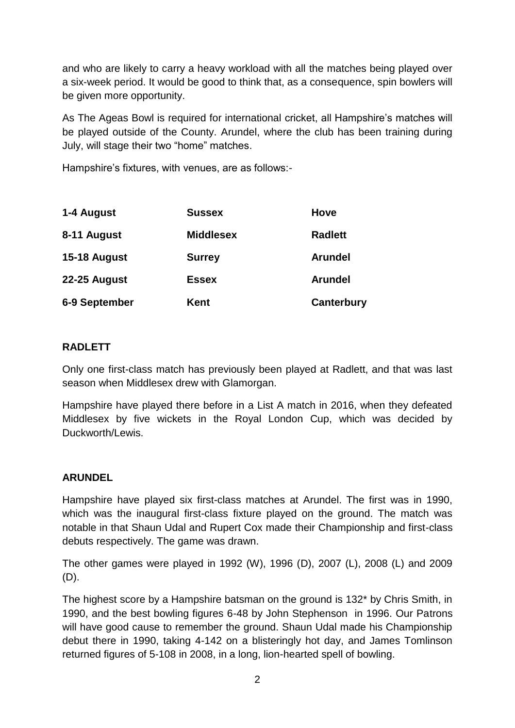and who are likely to carry a heavy workload with all the matches being played over a six-week period. It would be good to think that, as a consequence, spin bowlers will be given more opportunity.

As The Ageas Bowl is required for international cricket, all Hampshire's matches will be played outside of the County. Arundel, where the club has been training during July, will stage their two "home" matches.

Hampshire's fixtures, with venues, are as follows:-

| | | |
|---|---|---|
| **1-4 August** | **Sussex** | **Hove** |
| **8-11 August** | **Middlesex** | **Radlett** |
| **15-18 August** | **Surrey** | **Arundel** |
| **22-25 August** | **Essex** | **Arundel** |
| **6-9 September** | **Kent** | **Canterbury** |

**RADLETT**

Only one first-class match has previously been played at Radlett, and that was last season when Middlesex drew with Glamorgan.

Hampshire have played there before in a List A match in 2016, when they defeated Middlesex by five wickets in the Royal London Cup, which was decided by Duckworth/Lewis.

**ARUNDEL**

Hampshire have played six first-class matches at Arundel. The first was in 1990, which was the inaugural first-class fixture played on the ground. The match was notable in that Shaun Udal and Rupert Cox made their Championship and first-class debuts respectively. The game was drawn.

The other games were played in 1992 (W), 1996 (D), 2007 (L), 2008 (L) and 2009 (D).

The highest score by a Hampshire batsman on the ground is 132* by Chris Smith, in 1990, and the best bowling figures 6-48 by John Stephenson in 1996. Our Patrons will have good cause to remember the ground. Shaun Udal made his Championship debut there in 1990, taking 4-142 on a blisteringly hot day, and James Tomlinson returned figures of 5-108 in 2008, in a long, lion-hearted spell of bowling.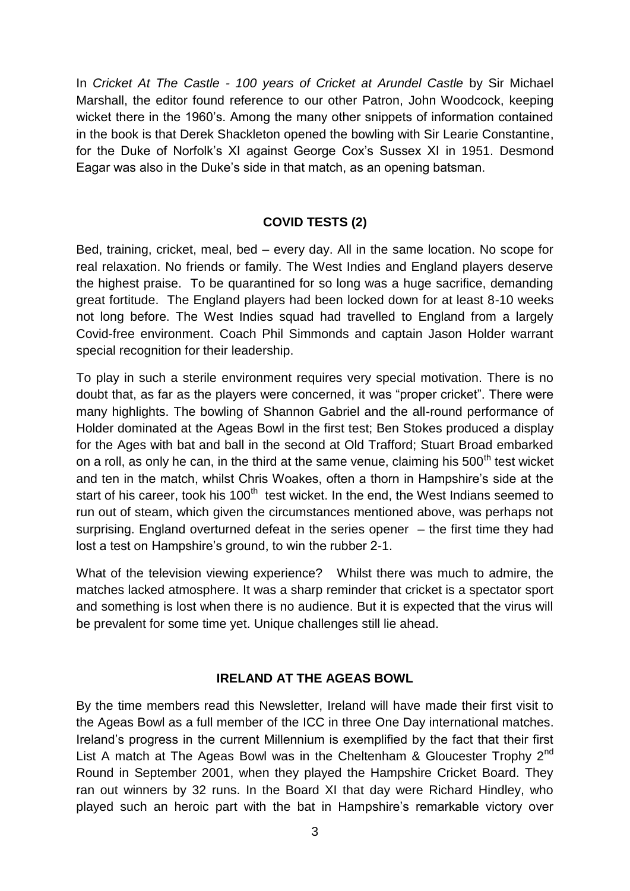In *Cricket At The Castle - 100 years of Cricket at Arundel Castle* by Sir Michael Marshall, the editor found reference to our other Patron, John Woodcock, keeping wicket there in the 1960's. Among the many other snippets of information contained in the book is that Derek Shackleton opened the bowling with Sir Learie Constantine, for the Duke of Norfolk's XI against George Cox's Sussex XI in 1951. Desmond Eagar was also in the Duke's side in that match, as an opening batsman.

## COVID TESTS (2)

Bed, training, cricket, meal, bed – every day. All in the same location. No scope for real relaxation. No friends or family. The West Indies and England players deserve the highest praise. To be quarantined for so long was a huge sacrifice, demanding great fortitude. The England players had been locked down for at least 8-10 weeks not long before. The West Indies squad had travelled to England from a largely Covid-free environment. Coach Phil Simmonds and captain Jason Holder warrant special recognition for their leadership.

To play in such a sterile environment requires very special motivation. There is no doubt that, as far as the players were concerned, it was "proper cricket". There were many highlights. The bowling of Shannon Gabriel and the all-round performance of Holder dominated at the Ageas Bowl in the first test; Ben Stokes produced a display for the Ages with bat and ball in the second at Old Trafford; Stuart Broad embarked on a roll, as only he can, in the third at the same venue, claiming his 500th test wicket and ten in the match, whilst Chris Woakes, often a thorn in Hampshire's side at the start of his career, took his 100th test wicket. In the end, the West Indians seemed to run out of steam, which given the circumstances mentioned above, was perhaps not surprising. England overturned defeat in the series opener – the first time they had lost a test on Hampshire's ground, to win the rubber 2-1.

What of the television viewing experience? Whilst there was much to admire, the matches lacked atmosphere. It was a sharp reminder that cricket is a spectator sport and something is lost when there is no audience. But it is expected that the virus will be prevalent for some time yet. Unique challenges still lie ahead.

## IRELAND AT THE AGEAS BOWL

By the time members read this Newsletter, Ireland will have made their first visit to the Ageas Bowl as a full member of the ICC in three One Day international matches. Ireland's progress in the current Millennium is exemplified by the fact that their first List A match at The Ageas Bowl was in the Cheltenham & Gloucester Trophy 2nd Round in September 2001, when they played the Hampshire Cricket Board. They ran out winners by 32 runs. In the Board XI that day were Richard Hindley, who played such an heroic part with the bat in Hampshire's remarkable victory over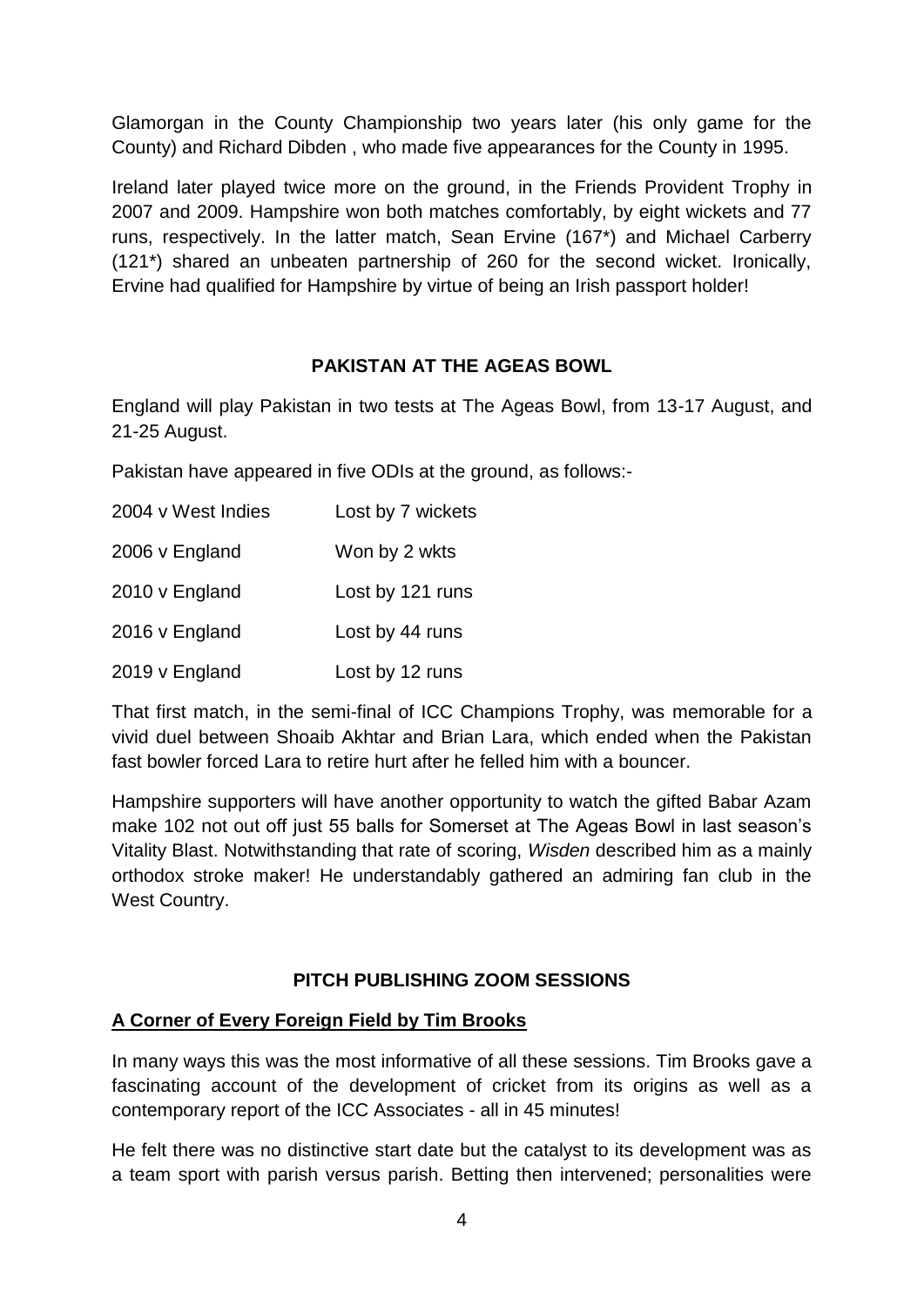Glamorgan in the County Championship two years later (his only game for the County) and Richard Dibden , who made five appearances for the County in 1995.

Ireland later played twice more on the ground, in the Friends Provident Trophy in 2007 and 2009. Hampshire won both matches comfortably, by eight wickets and 77 runs, respectively. In the latter match, Sean Ervine (167*) and Michael Carberry (121*) shared an unbeaten partnership of 260 for the second wicket. Ironically, Ervine had qualified for Hampshire by virtue of being an Irish passport holder!

## PAKISTAN AT THE AGEAS BOWL

England will play Pakistan in two tests at The Ageas Bowl, from 13-17 August, and 21-25 August.

Pakistan have appeared in five ODIs at the ground, as follows:-

| | |
|---|---|
| 2004 v West Indies | Lost by 7 wickets |
| 2006 v England | Won by 2 wkts |
| 2010 v England | Lost by 121 runs |
| 2016 v England | Lost by 44 runs |
| 2019 v England | Lost by 12 runs |

That first match, in the semi-final of ICC Champions Trophy, was memorable for a vivid duel between Shoaib Akhtar and Brian Lara, which ended when the Pakistan fast bowler forced Lara to retire hurt after he felled him with a bouncer.

Hampshire supporters will have another opportunity to watch the gifted Babar Azam make 102 not out off just 55 balls for Somerset at The Ageas Bowl in last season's Vitality Blast. Notwithstanding that rate of scoring, *Wisden* described him as a mainly orthodox stroke maker! He understandably gathered an admiring fan club in the West Country.

## PITCH PUBLISHING ZOOM SESSIONS

### A Corner of Every Foreign Field by Tim Brooks

In many ways this was the most informative of all these sessions. Tim Brooks gave a fascinating account of the development of cricket from its origins as well as a contemporary report of the ICC Associates - all in 45 minutes!

He felt there was no distinctive start date but the catalyst to its development was as a team sport with parish versus parish. Betting then intervened; personalities were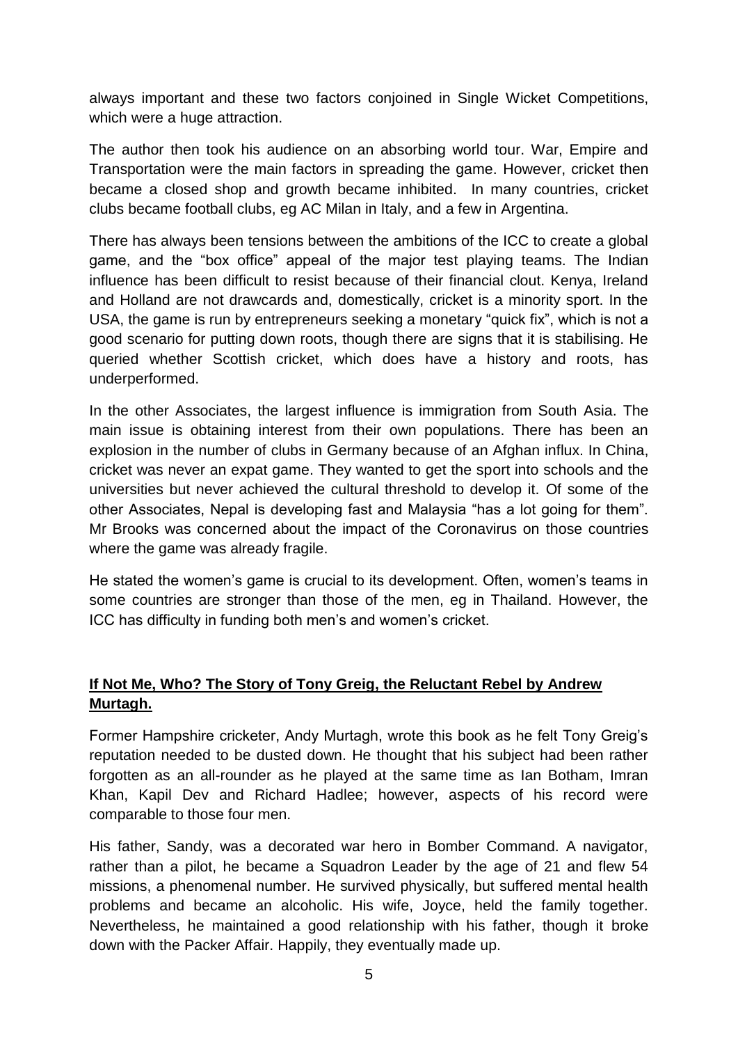always important and these two factors conjoined in Single Wicket Competitions, which were a huge attraction.

The author then took his audience on an absorbing world tour. War, Empire and Transportation were the main factors in spreading the game. However, cricket then became a closed shop and growth became inhibited. In many countries, cricket clubs became football clubs, eg AC Milan in Italy, and a few in Argentina.

There has always been tensions between the ambitions of the ICC to create a global game, and the "box office" appeal of the major test playing teams. The Indian influence has been difficult to resist because of their financial clout. Kenya, Ireland and Holland are not drawcards and, domestically, cricket is a minority sport. In the USA, the game is run by entrepreneurs seeking a monetary "quick fix", which is not a good scenario for putting down roots, though there are signs that it is stabilising. He queried whether Scottish cricket, which does have a history and roots, has underperformed.

In the other Associates, the largest influence is immigration from South Asia. The main issue is obtaining interest from their own populations. There has been an explosion in the number of clubs in Germany because of an Afghan influx. In China, cricket was never an expat game. They wanted to get the sport into schools and the universities but never achieved the cultural threshold to develop it. Of some of the other Associates, Nepal is developing fast and Malaysia "has a lot going for them". Mr Brooks was concerned about the impact of the Coronavirus on those countries where the game was already fragile.

He stated the women's game is crucial to its development. Often, women's teams in some countries are stronger than those of the men, eg in Thailand. However, the ICC has difficulty in funding both men's and women's cricket.

**If Not Me, Who? The Story of Tony Greig, the Reluctant Rebel by Andrew Murtagh.**

Former Hampshire cricketer, Andy Murtagh, wrote this book as he felt Tony Greig's reputation needed to be dusted down. He thought that his subject had been rather forgotten as an all-rounder as he played at the same time as Ian Botham, Imran Khan, Kapil Dev and Richard Hadlee; however, aspects of his record were comparable to those four men.

His father, Sandy, was a decorated war hero in Bomber Command. A navigator, rather than a pilot, he became a Squadron Leader by the age of 21 and flew 54 missions, a phenomenal number. He survived physically, but suffered mental health problems and became an alcoholic. His wife, Joyce, held the family together. Nevertheless, he maintained a good relationship with his father, though it broke down with the Packer Affair. Happily, they eventually made up.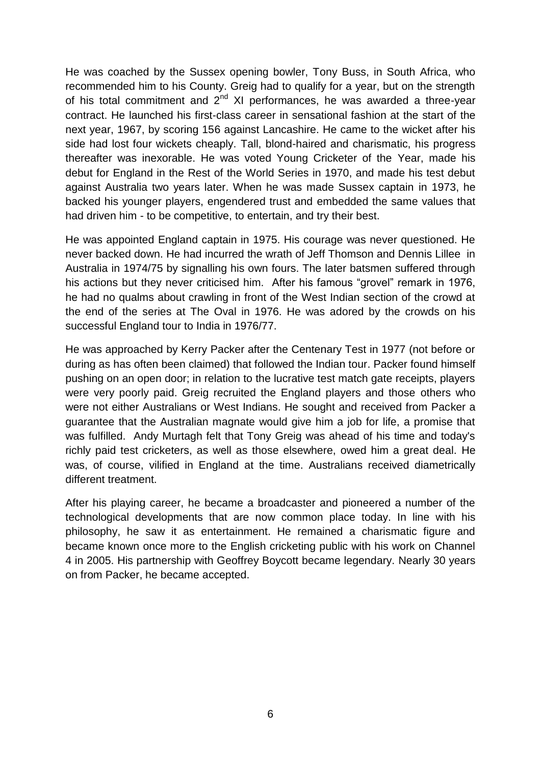He was coached by the Sussex opening bowler, Tony Buss, in South Africa, who recommended him to his County. Greig had to qualify for a year, but on the strength of his total commitment and 2nd XI performances, he was awarded a three-year contract. He launched his first-class career in sensational fashion at the start of the next year, 1967, by scoring 156 against Lancashire. He came to the wicket after his side had lost four wickets cheaply. Tall, blond-haired and charismatic, his progress thereafter was inexorable. He was voted Young Cricketer of the Year, made his debut for England in the Rest of the World Series in 1970, and made his test debut against Australia two years later. When he was made Sussex captain in 1973, he backed his younger players, engendered trust and embedded the same values that had driven him - to be competitive, to entertain, and try their best.

He was appointed England captain in 1975. His courage was never questioned. He never backed down. He had incurred the wrath of Jeff Thomson and Dennis Lillee in Australia in 1974/75 by signalling his own fours. The later batsmen suffered through his actions but they never criticised him. After his famous "grovel" remark in 1976, he had no qualms about crawling in front of the West Indian section of the crowd at the end of the series at The Oval in 1976. He was adored by the crowds on his successful England tour to India in 1976/77.

He was approached by Kerry Packer after the Centenary Test in 1977 (not before or during as has often been claimed) that followed the Indian tour. Packer found himself pushing on an open door; in relation to the lucrative test match gate receipts, players were very poorly paid. Greig recruited the England players and those others who were not either Australians or West Indians. He sought and received from Packer a guarantee that the Australian magnate would give him a job for life, a promise that was fulfilled. Andy Murtagh felt that Tony Greig was ahead of his time and today's richly paid test cricketers, as well as those elsewhere, owed him a great deal. He was, of course, vilified in England at the time. Australians received diametrically different treatment.

After his playing career, he became a broadcaster and pioneered a number of the technological developments that are now common place today. In line with his philosophy, he saw it as entertainment. He remained a charismatic figure and became known once more to the English cricketing public with his work on Channel 4 in 2005. His partnership with Geoffrey Boycott became legendary. Nearly 30 years on from Packer, he became accepted.